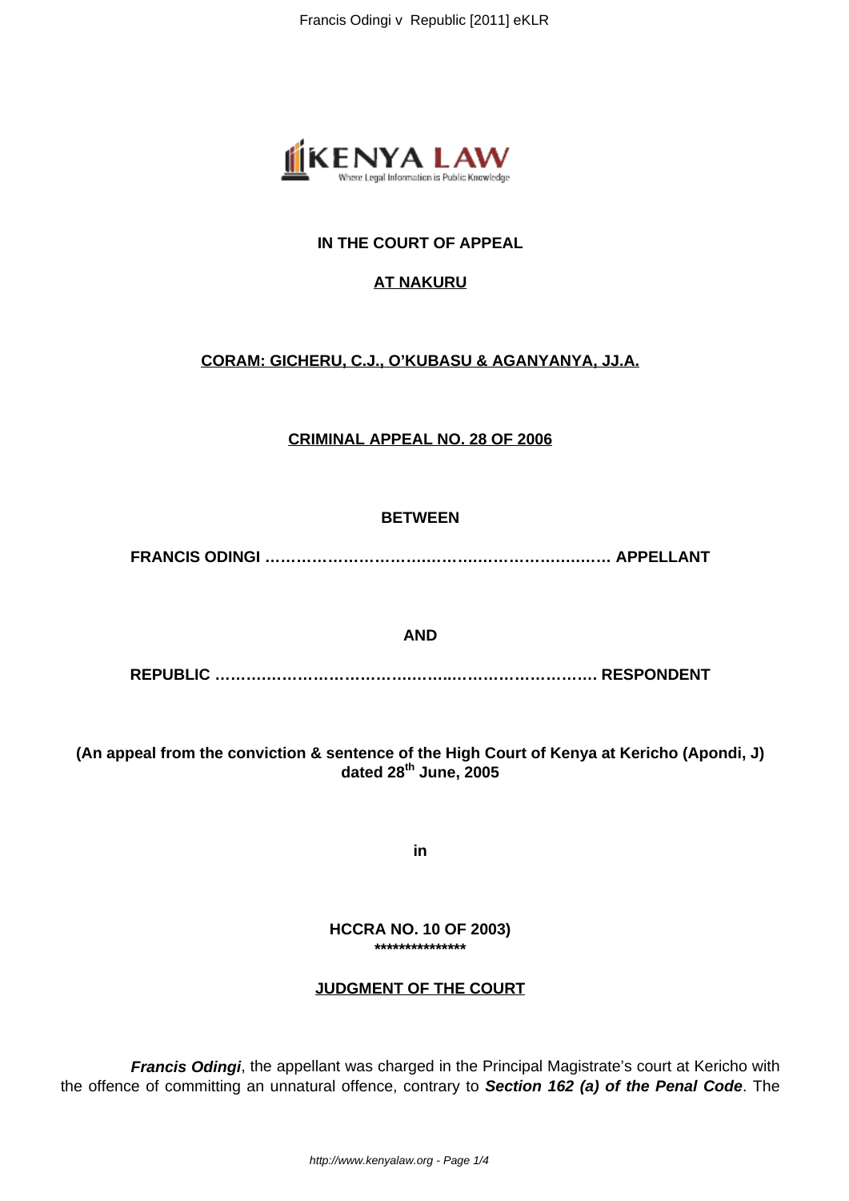**IN THE COURT OF APPEAL**

**AT NAKURU**

**CORAM: GICHERU, C.J., O'KUBASU & AGANYANYA, JJ.A.**

**CRIMINAL APPEAL NO. 28 OF 2006**

**BETWEEN**

**FRANCIS ODINGI ……………………………………………………………… APPELLANT**

**AND**

**REPUBLIC …………………………………….……..……………………… RESPONDENT**

**(An appeal from the conviction & sentence of the High Court of Kenya at Kericho (Apondi, J) dated 28th June, 2005**

**in**

**HCCRA NO. 10 OF 2003)**

**\*\*\*\*\*\*\*\*\*\*\*\*\*\*\***

**JUDGMENT OF THE COURT**

***Francis Odingi***, the appellant was charged in the Principal Magistrate's court at Kericho with the offence of committing an unnatural offence, contrary to ***Section 162 (a) of the Penal Code***. The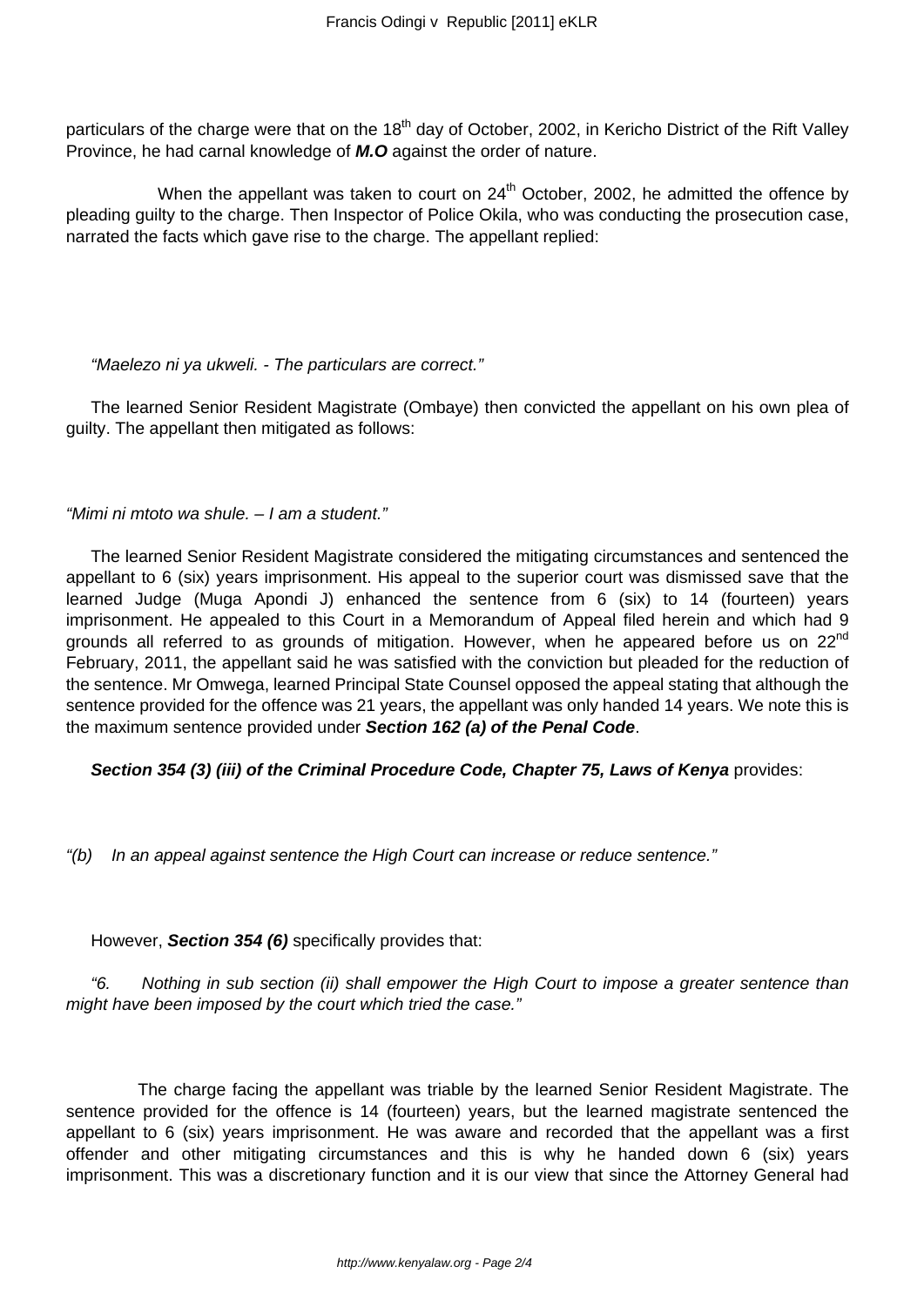particulars of the charge were that on the 18th day of October, 2002, in Kericho District of the Rift Valley Province, he had carnal knowledge of ***M.O*** against the order of nature.

When the appellant was taken to court on 24th October, 2002, he admitted the offence by pleading guilty to the charge. Then Inspector of Police Okila, who was conducting the prosecution case, narrated the facts which gave rise to the charge. The appellant replied:

*"Maelezo ni ya ukweli. - The particulars are correct."*

The learned Senior Resident Magistrate (Ombaye) then convicted the appellant on his own plea of guilty. The appellant then mitigated as follows:

*"Mimi ni mtoto wa shule. – I am a student."*

The learned Senior Resident Magistrate considered the mitigating circumstances and sentenced the appellant to 6 (six) years imprisonment. His appeal to the superior court was dismissed save that the learned Judge (Muga Apondi J) enhanced the sentence from 6 (six) to 14 (fourteen) years imprisonment. He appealed to this Court in a Memorandum of Appeal filed herein and which had 9 grounds all referred to as grounds of mitigation. However, when he appeared before us on 22nd February, 2011, the appellant said he was satisfied with the conviction but pleaded for the reduction of the sentence. Mr Omwega, learned Principal State Counsel opposed the appeal stating that although the sentence provided for the offence was 21 years, the appellant was only handed 14 years. We note this is the maximum sentence provided under **Section 162 (a) of the Penal Code**.

**Section 354 (3) (iii) of the Criminal Procedure Code, Chapter 75, Laws of Kenya** provides:

*"(b) In an appeal against sentence the High Court can increase or reduce sentence."*

However, ***Section 354 (6)*** specifically provides that:

*"6. Nothing in sub section (ii) shall empower the High Court to impose a greater sentence than might have been imposed by the court which tried the case."*

The charge facing the appellant was triable by the learned Senior Resident Magistrate. The sentence provided for the offence is 14 (fourteen) years, but the learned magistrate sentenced the appellant to 6 (six) years imprisonment. He was aware and recorded that the appellant was a first offender and other mitigating circumstances and this is why he handed down 6 (six) years imprisonment. This was a discretionary function and it is our view that since the Attorney General had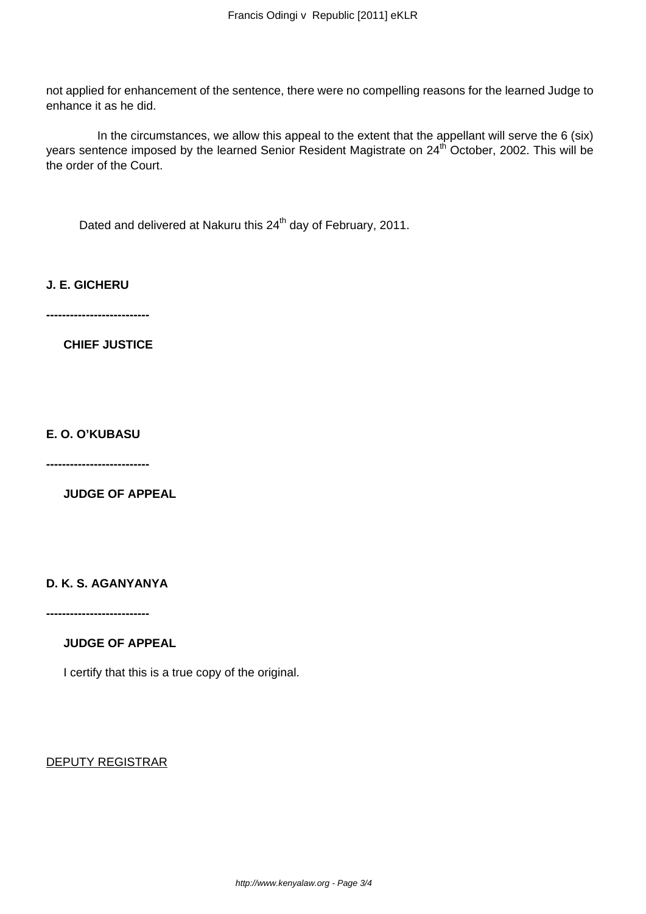not applied for enhancement of the sentence, there were no compelling reasons for the learned Judge to enhance it as he did.

In the circumstances, we allow this appeal to the extent that the appellant will serve the 6 (six) years sentence imposed by the learned Senior Resident Magistrate on 24th October, 2002. This will be the order of the Court.

Dated and delivered at Nakuru this 24th day of February, 2011.

**J. E. GICHERU**

**-------------------------**

**CHIEF JUSTICE**

**E. O. O'KUBASU**

**-------------------------**

**JUDGE OF APPEAL**

**D. K. S. AGANYANYA**

**-------------------------**

**JUDGE OF APPEAL**

I certify that this is a true copy of the original.

DEPUTY REGISTRAR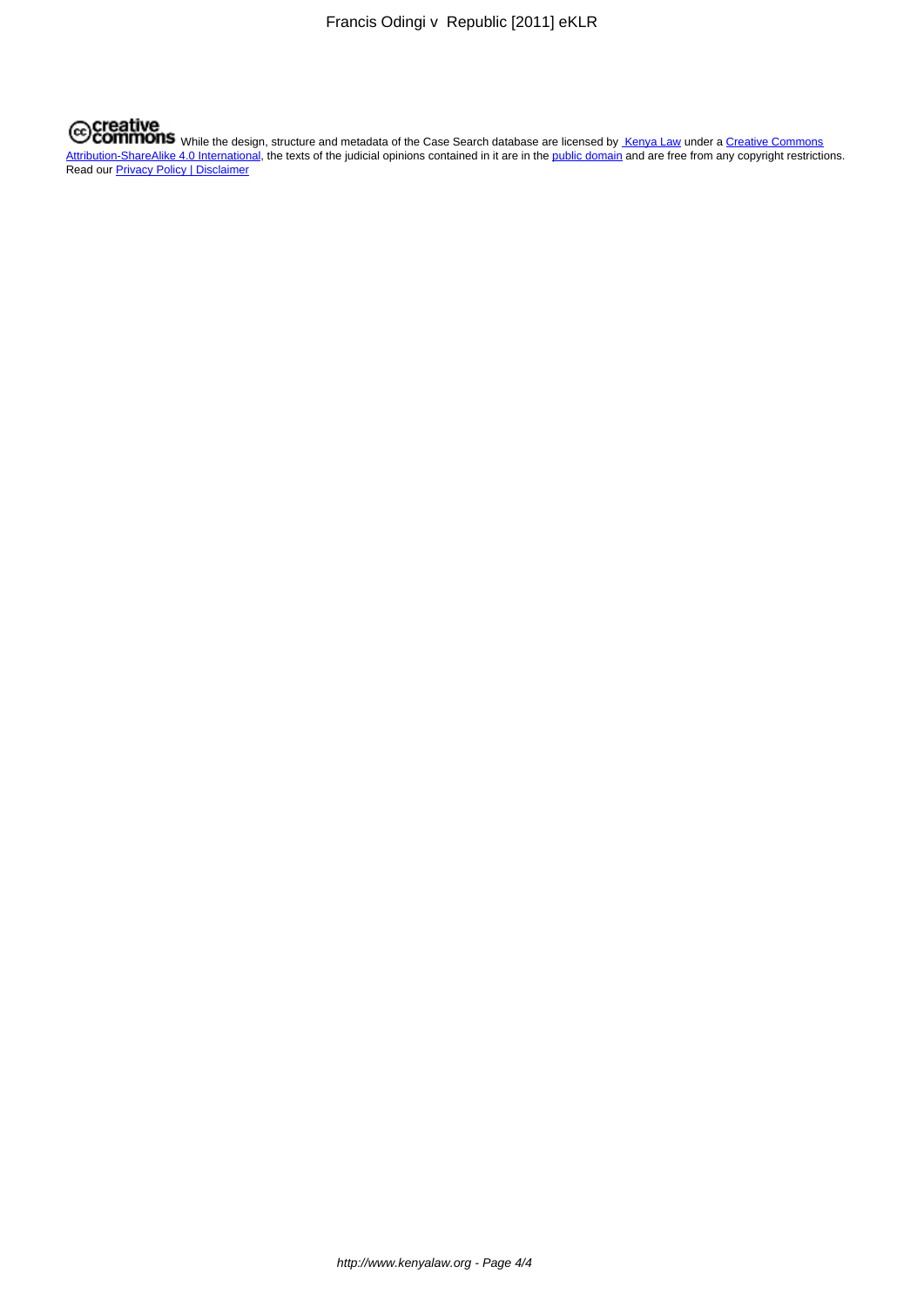While the design, structure and metadata of the Case Search database are licensed by Kenya Law under a Creative Commons Attribution-ShareAlike 4.0 International, the texts of the judicial opinions contained in it are in the public domain and are free from any copyright restrictions. Read our Privacy Policy | Disclaimer